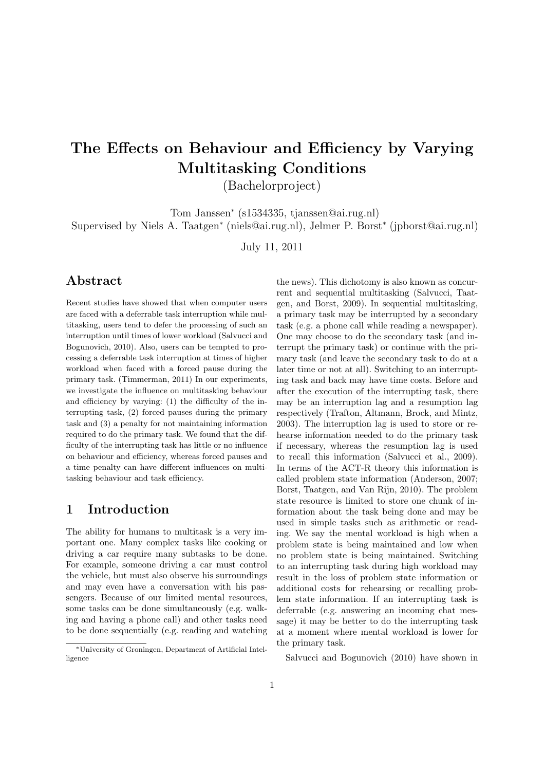# The Effects on Behaviour and Efficiency by Varying Multitasking Conditions

(Bachelorproject)

Tom Janssen* (s1534335, tjanssen@ai.rug.nl)
Supervised by Niels A. Taatgen* (niels@ai.rug.nl), Jelmer P. Borst* (jpborst@ai.rug.nl)

July 11, 2011

## Abstract

Recent studies have showed that when computer users are faced with a deferrable task interruption while multitasking, users tend to defer the processing of such an interruption until times of lower workload (Salvucci and Bogunovich, 2010). Also, users can be tempted to processing a deferrable task interruption at times of higher workload when faced with a forced pause during the primary task. (Timmerman, 2011) In our experiments, we investigate the influence on multitasking behaviour and efficiency by varying: (1) the difficulty of the interrupting task, (2) forced pauses during the primary task and (3) a penalty for not maintaining information required to do the primary task. We found that the difficulty of the interrupting task has little or no influence on behaviour and efficiency, whereas forced pauses and a time penalty can have different influences on multitasking behaviour and task efficiency.

## 1 Introduction

The ability for humans to multitask is a very important one. Many complex tasks like cooking or driving a car require many subtasks to be done. For example, someone driving a car must control the vehicle, but must also observe his surroundings and may even have a conversation with his passengers. Because of our limited mental resources, some tasks can be done simultaneously (e.g. walking and having a phone call) and other tasks need to be done sequentially (e.g. reading and watching the news). This dichotomy is also known as concurrent and sequential multitasking (Salvucci, Taatgen, and Borst, 2009). In sequential multitasking, a primary task may be interrupted by a secondary task (e.g. a phone call while reading a newspaper). One may choose to do the secondary task (and interrupt the primary task) or continue with the primary task (and leave the secondary task to do at a later time or not at all). Switching to an interrupting task and back may have time costs. Before and after the execution of the interrupting task, there may be an interruption lag and a resumption lag respectively (Trafton, Altmann, Brock, and Mintz, 2003). The interruption lag is used to store or rehearse information needed to do the primary task if necessary, whereas the resumption lag is used to recall this information (Salvucci et al., 2009). In terms of the ACT-R theory this information is called problem state information (Anderson, 2007; Borst, Taatgen, and Van Rijn, 2010). The problem state resource is limited to store one chunk of information about the task being done and may be used in simple tasks such as arithmetic or reading. We say the mental workload is high when a problem state is being maintained and low when no problem state is being maintained. Switching to an interrupting task during high workload may result in the loss of problem state information or additional costs for rehearsing or recalling problem state information. If an interrupting task is deferrable (e.g. answering an incoming chat message) it may be better to do the interrupting task at a moment where mental workload is lower for the primary task.

Salvucci and Bogunovich (2010) have shown in

*University of Groningen, Department of Artificial Intelligence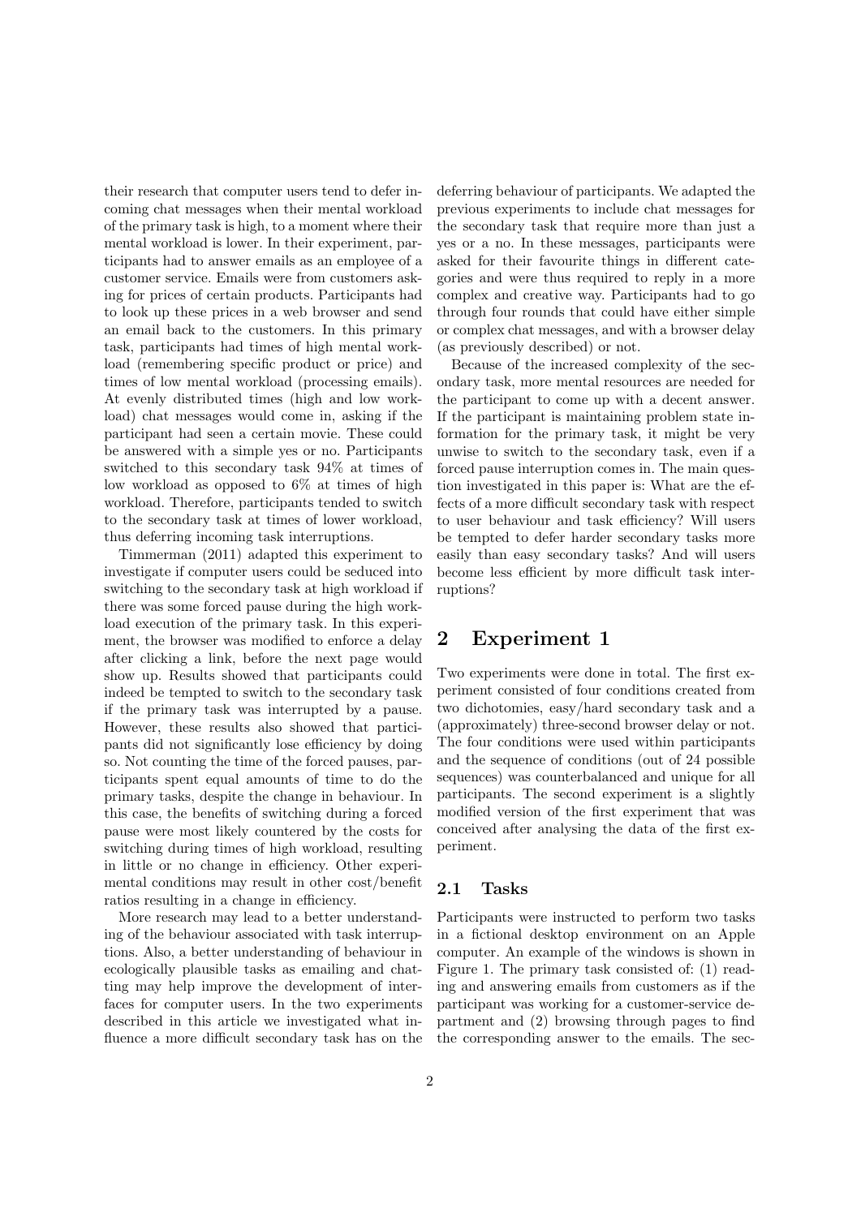their research that computer users tend to defer incoming chat messages when their mental workload of the primary task is high, to a moment where their mental workload is lower. In their experiment, participants had to answer emails as an employee of a customer service. Emails were from customers asking for prices of certain products. Participants had to look up these prices in a web browser and send an email back to the customers. In this primary task, participants had times of high mental workload (remembering specific product or price) and times of low mental workload (processing emails). At evenly distributed times (high and low workload) chat messages would come in, asking if the participant had seen a certain movie. These could be answered with a simple yes or no. Participants switched to this secondary task 94% at times of low workload as opposed to 6% at times of high workload. Therefore, participants tended to switch to the secondary task at times of lower workload, thus deferring incoming task interruptions.

Timmerman (2011) adapted this experiment to investigate if computer users could be seduced into switching to the secondary task at high workload if there was some forced pause during the high workload execution of the primary task. In this experiment, the browser was modified to enforce a delay after clicking a link, before the next page would show up. Results showed that participants could indeed be tempted to switch to the secondary task if the primary task was interrupted by a pause. However, these results also showed that participants did not significantly lose efficiency by doing so. Not counting the time of the forced pauses, participants spent equal amounts of time to do the primary tasks, despite the change in behaviour. In this case, the benefits of switching during a forced pause were most likely countered by the costs for switching during times of high workload, resulting in little or no change in efficiency. Other experimental conditions may result in other cost/benefit ratios resulting in a change in efficiency.

More research may lead to a better understanding of the behaviour associated with task interruptions. Also, a better understanding of behaviour in ecologically plausible tasks as emailing and chatting may help improve the development of interfaces for computer users. In the two experiments described in this article we investigated what influence a more difficult secondary task has on the deferring behaviour of participants. We adapted the previous experiments to include chat messages for the secondary task that require more than just a yes or a no. In these messages, participants were asked for their favourite things in different categories and were thus required to reply in a more complex and creative way. Participants had to go through four rounds that could have either simple or complex chat messages, and with a browser delay (as previously described) or not.

Because of the increased complexity of the secondary task, more mental resources are needed for the participant to come up with a decent answer. If the participant is maintaining problem state information for the primary task, it might be very unwise to switch to the secondary task, even if a forced pause interruption comes in. The main question investigated in this paper is: What are the effects of a more difficult secondary task with respect to user behaviour and task efficiency? Will users be tempted to defer harder secondary tasks more easily than easy secondary tasks? And will users become less efficient by more difficult task interruptions?

## 2 Experiment 1

Two experiments were done in total. The first experiment consisted of four conditions created from two dichotomies, easy/hard secondary task and a (approximately) three-second browser delay or not. The four conditions were used within participants and the sequence of conditions (out of 24 possible sequences) was counterbalanced and unique for all participants. The second experiment is a slightly modified version of the first experiment that was conceived after analysing the data of the first experiment.

### 2.1 Tasks

Participants were instructed to perform two tasks in a fictional desktop environment on an Apple computer. An example of the windows is shown in Figure 1. The primary task consisted of: (1) reading and answering emails from customers as if the participant was working for a customer-service department and (2) browsing through pages to find the corresponding answer to the emails. The sec-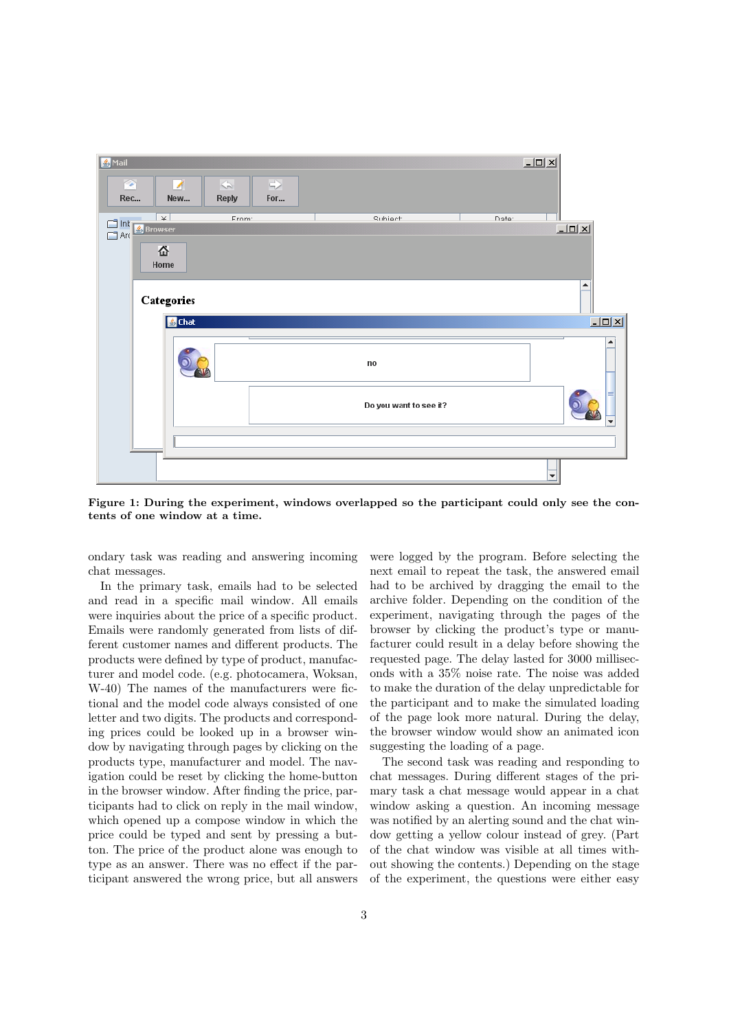**Figure 1: During the experiment, windows overlapped so the participant could only see the contents of one window at a time.**

ondary task was reading and answering incoming chat messages.

In the primary task, emails had to be selected and read in a specific mail window. All emails were inquiries about the price of a specific product. Emails were randomly generated from lists of different customer names and different products. The products were defined by type of product, manufacturer and model code. (e.g. photocamera, Woksan, W-40) The names of the manufacturers were fictional and the model code always consisted of one letter and two digits. The products and corresponding prices could be looked up in a browser window by navigating through pages by clicking on the products type, manufacturer and model. The navigation could be reset by clicking the home-button in the browser window. After finding the price, participants had to click on reply in the mail window, which opened up a compose window in which the price could be typed and sent by pressing a button. The price of the product alone was enough to type as an answer. There was no effect if the participant answered the wrong price, but all answers were logged by the program. Before selecting the next email to repeat the task, the answered email had to be archived by dragging the email to the archive folder. Depending on the condition of the experiment, navigating through the pages of the browser by clicking the product's type or manufacturer could result in a delay before showing the requested page. The delay lasted for 3000 milliseconds with a 35% noise rate. The noise was added to make the duration of the delay unpredictable for the participant and to make the simulated loading of the page look more natural. During the delay, the browser window would show an animated icon suggesting the loading of a page.

The second task was reading and responding to chat messages. During different stages of the primary task a chat message would appear in a chat window asking a question. An incoming message was notified by an alerting sound and the chat window getting a yellow colour instead of grey. (Part of the chat window was visible at all times without showing the contents.) Depending on the stage of the experiment, the questions were either easy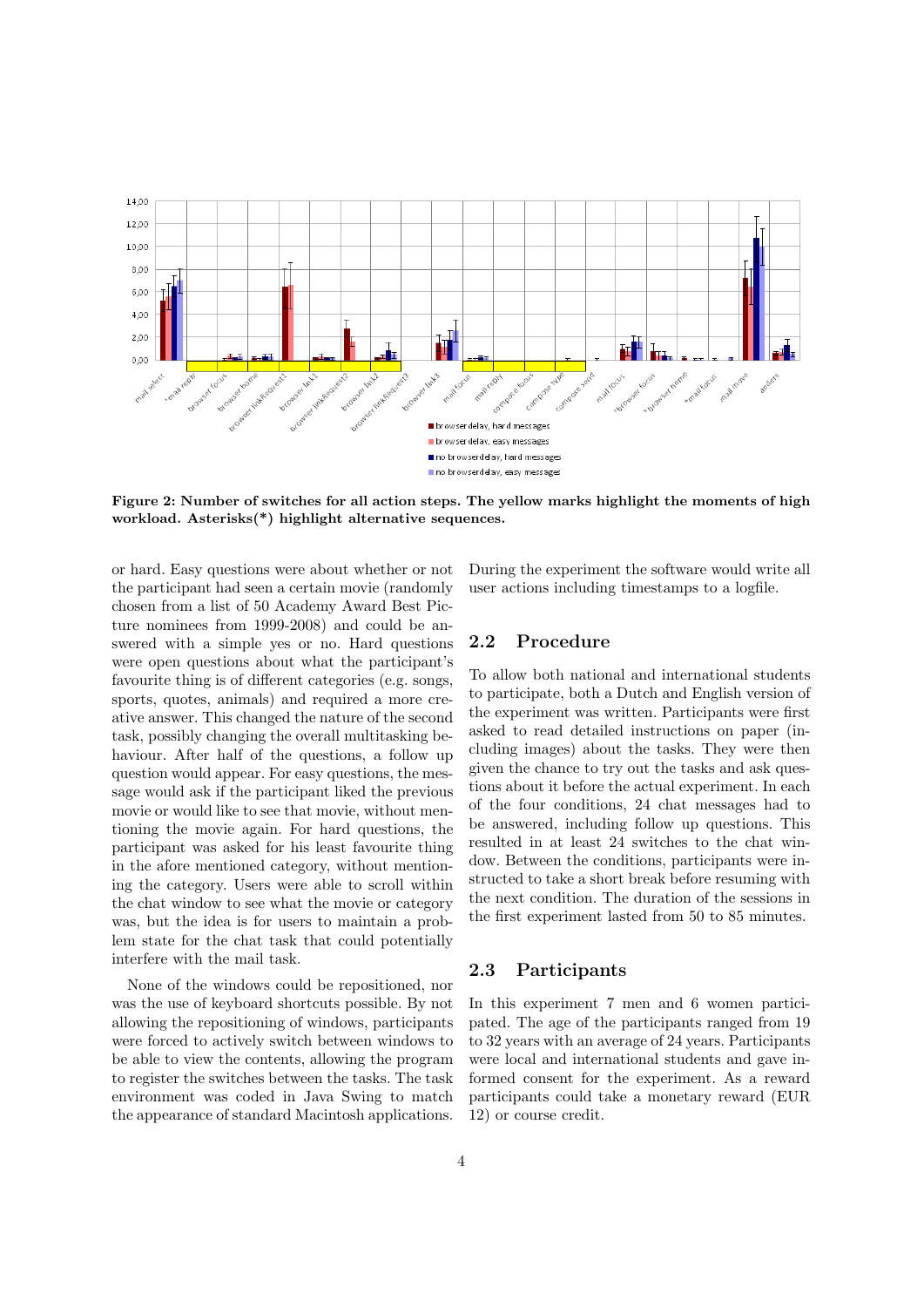**Figure 2: Number of switches for all action steps. The yellow marks highlight the moments of high workload. Asterisks(*) highlight alternative sequences.**

or hard. Easy questions were about whether or not the participant had seen a certain movie (randomly chosen from a list of 50 Academy Award Best Picture nominees from 1999-2008) and could be answered with a simple yes or no. Hard questions were open questions about what the participant's favourite thing is of different categories (e.g. songs, sports, quotes, animals) and required a more creative answer. This changed the nature of the second task, possibly changing the overall multitasking behaviour. After half of the questions, a follow up question would appear. For easy questions, the message would ask if the participant liked the previous movie or would like to see that movie, without mentioning the movie again. For hard questions, the participant was asked for his least favourite thing in the afore mentioned category, without mentioning the category. Users were able to scroll within the chat window to see what the movie or category was, but the idea is for users to maintain a problem state for the chat task that could potentially interfere with the mail task.

None of the windows could be repositioned, nor was the use of keyboard shortcuts possible. By not allowing the repositioning of windows, participants were forced to actively switch between windows to be able to view the contents, allowing the program to register the switches between the tasks. The task environment was coded in Java Swing to match the appearance of standard Macintosh applications. During the experiment the software would write all user actions including timestamps to a logfile.

## 2.2 Procedure

To allow both national and international students to participate, both a Dutch and English version of the experiment was written. Participants were first asked to read detailed instructions on paper (including images) about the tasks. They were then given the chance to try out the tasks and ask questions about it before the actual experiment. In each of the four conditions, 24 chat messages had to be answered, including follow up questions. This resulted in at least 24 switches to the chat window. Between the conditions, participants were instructed to take a short break before resuming with the next condition. The duration of the sessions in the first experiment lasted from 50 to 85 minutes.

## 2.3 Participants

In this experiment 7 men and 6 women participated. The age of the participants ranged from 19 to 32 years with an average of 24 years. Participants were local and international students and gave informed consent for the experiment. As a reward participants could take a monetary reward (EUR 12) or course credit.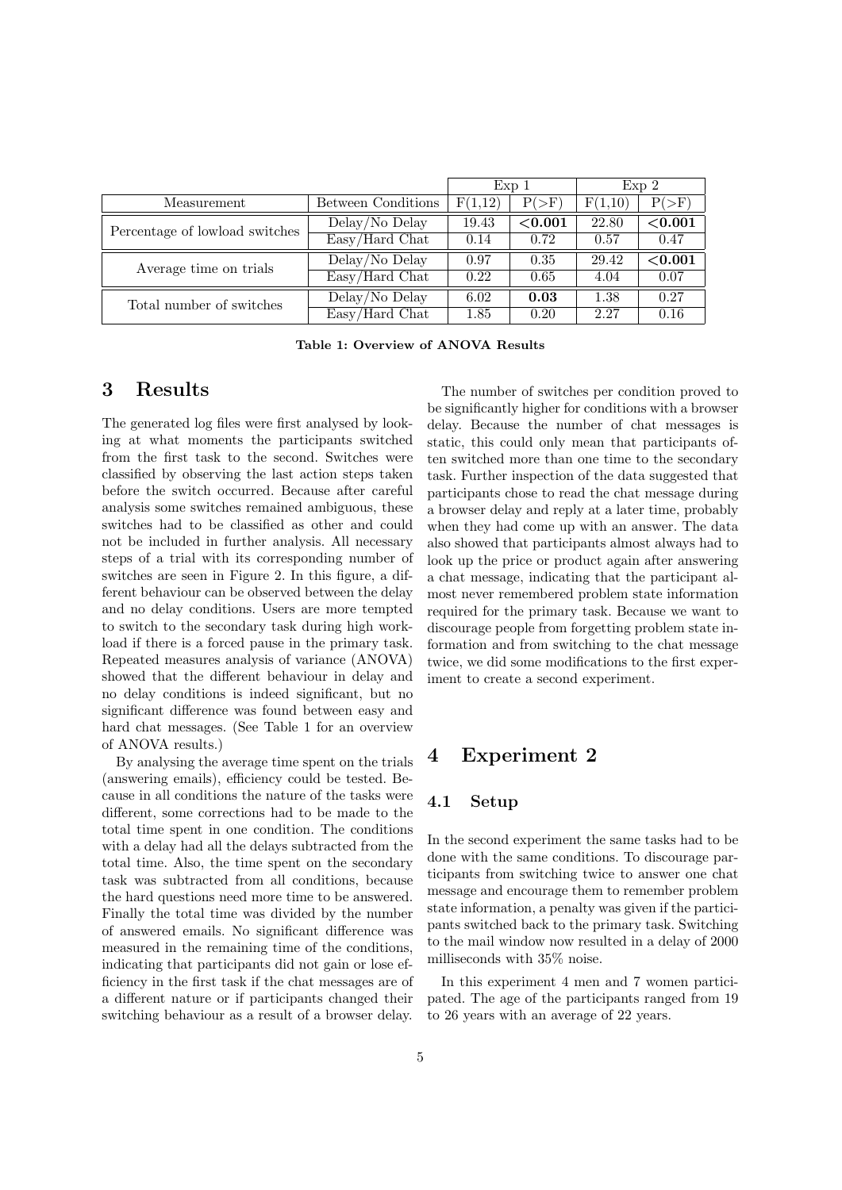| Measurement | Between Conditions | Exp 1 | | Exp 2 | |
|---|---|---|---|---|---|
| | | F(1,12) | P(>F) | F(1,10) | P(>F) |
| Percentage of lowload switches | Delay/No Delay | 19.43 | **<0.001** | 22.80 | **<0.001** |
| | Easy/Hard Chat | 0.14 | 0.72 | 0.57 | 0.47 |
| Average time on trials | Delay/No Delay | 0.97 | 0.35 | 29.42 | **<0.001** |
| | Easy/Hard Chat | 0.22 | 0.65 | 4.04 | 0.07 |
| Total number of switches | Delay/No Delay | 6.02 | **0.03** | 1.38 | 0.27 |
| | Easy/Hard Chat | 1.85 | 0.20 | 2.27 | 0.16 |

**Table 1: Overview of ANOVA Results**

# 3 Results

The generated log files were first analysed by looking at what moments the participants switched from the first task to the second. Switches were classified by observing the last action steps taken before the switch occurred. Because after careful analysis some switches remained ambiguous, these switches had to be classified as other and could not be included in further analysis. All necessary steps of a trial with its corresponding number of switches are seen in Figure 2. In this figure, a different behaviour can be observed between the delay and no delay conditions. Users are more tempted to switch to the secondary task during high workload if there is a forced pause in the primary task. Repeated measures analysis of variance (ANOVA) showed that the different behaviour in delay and no delay conditions is indeed significant, but no significant difference was found between easy and hard chat messages. (See Table 1 for an overview of ANOVA results.)

By analysing the average time spent on the trials (answering emails), efficiency could be tested. Because in all conditions the nature of the tasks were different, some corrections had to be made to the total time spent in one condition. The conditions with a delay had all the delays subtracted from the total time. Also, the time spent on the secondary task was subtracted from all conditions, because the hard questions need more time to be answered. Finally the total time was divided by the number of answered emails. No significant difference was measured in the remaining time of the conditions, indicating that participants did not gain or lose efficiency in the first task if the chat messages are of a different nature or if participants changed their switching behaviour as a result of a browser delay.

The number of switches per condition proved to be significantly higher for conditions with a browser delay. Because the number of chat messages is static, this could only mean that participants often switched more than one time to the secondary task. Further inspection of the data suggested that participants chose to read the chat message during a browser delay and reply at a later time, probably when they had come up with an answer. The data also showed that participants almost always had to look up the price or product again after answering a chat message, indicating that the participant almost never remembered problem state information required for the primary task. Because we want to discourage people from forgetting problem state information and from switching to the chat message twice, we did some modifications to the first experiment to create a second experiment.

# 4 Experiment 2

## 4.1 Setup

In the second experiment the same tasks had to be done with the same conditions. To discourage participants from switching twice to answer one chat message and encourage them to remember problem state information, a penalty was given if the participants switched back to the primary task. Switching to the mail window now resulted in a delay of 2000 milliseconds with 35% noise.

In this experiment 4 men and 7 women participated. The age of the participants ranged from 19 to 26 years with an average of 22 years.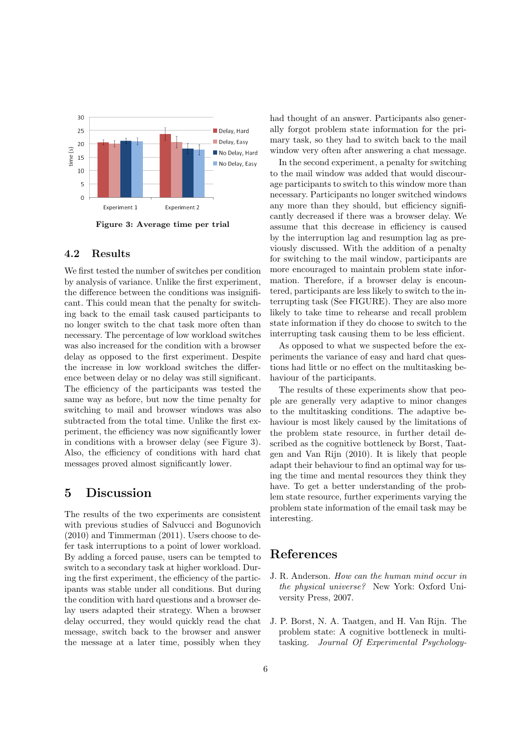Figure 3: Average time per trial

## 4.2 Results

We first tested the number of switches per condition by analysis of variance. Unlike the first experiment, the difference between the conditions was insignificant. This could mean that the penalty for switching back to the email task caused participants to no longer switch to the chat task more often than necessary. The percentage of low workload switches was also increased for the condition with a browser delay as opposed to the first experiment. Despite the increase in low workload switches the difference between delay or no delay was still significant. The efficiency of the participants was tested the same way as before, but now the time penalty for switching to mail and browser windows was also subtracted from the total time. Unlike the first experiment, the efficiency was now significantly lower in conditions with a browser delay (see Figure 3). Also, the efficiency of conditions with hard chat messages proved almost significantly lower.

# 5 Discussion

The results of the two experiments are consistent with previous studies of Salvucci and Bogunovich (2010) and Timmerman (2011). Users choose to defer task interruptions to a point of lower workload. By adding a forced pause, users can be tempted to switch to a secondary task at higher workload. During the first experiment, the efficiency of the participants was stable under all conditions. But during the condition with hard questions and a browser delay users adapted their strategy. When a browser delay occurred, they would quickly read the chat message, switch back to the browser and answer the message at a later time, possibly when they had thought of an answer. Participants also generally forgot problem state information for the primary task, so they had to switch back to the mail window very often after answering a chat message.

In the second experiment, a penalty for switching to the mail window was added that would discourage participants to switch to this window more than necessary. Participants no longer switched windows any more than they should, but efficiency significantly decreased if there was a browser delay. We assume that this decrease in efficiency is caused by the interruption lag and resumption lag as previously discussed. With the addition of a penalty for switching to the mail window, participants are more encouraged to maintain problem state information. Therefore, if a browser delay is encountered, participants are less likely to switch to the interrupting task (See FIGURE). They are also more likely to take time to rehearse and recall problem state information if they do choose to switch to the interrupting task causing them to be less efficient.

As opposed to what we suspected before the experiments the variance of easy and hard chat questions had little or no effect on the multitasking behaviour of the participants.

The results of these experiments show that people are generally very adaptive to minor changes to the multitasking conditions. The adaptive behaviour is most likely caused by the limitations of the problem state resource, in further detail described as the cognitive bottleneck by Borst, Taatgen and Van Rijn (2010). It is likely that people adapt their behaviour to find an optimal way for using the time and mental resources they think they have. To get a better understanding of the problem state resource, further experiments varying the problem state information of the email task may be interesting.

# References

J. R. Anderson. *How can the human mind occur in the physical universe?* New York: Oxford University Press, 2007.

J. P. Borst, N. A. Taatgen, and H. Van Rijn. The problem state: A cognitive bottleneck in multitasking. *Journal Of Experimental Psychology-*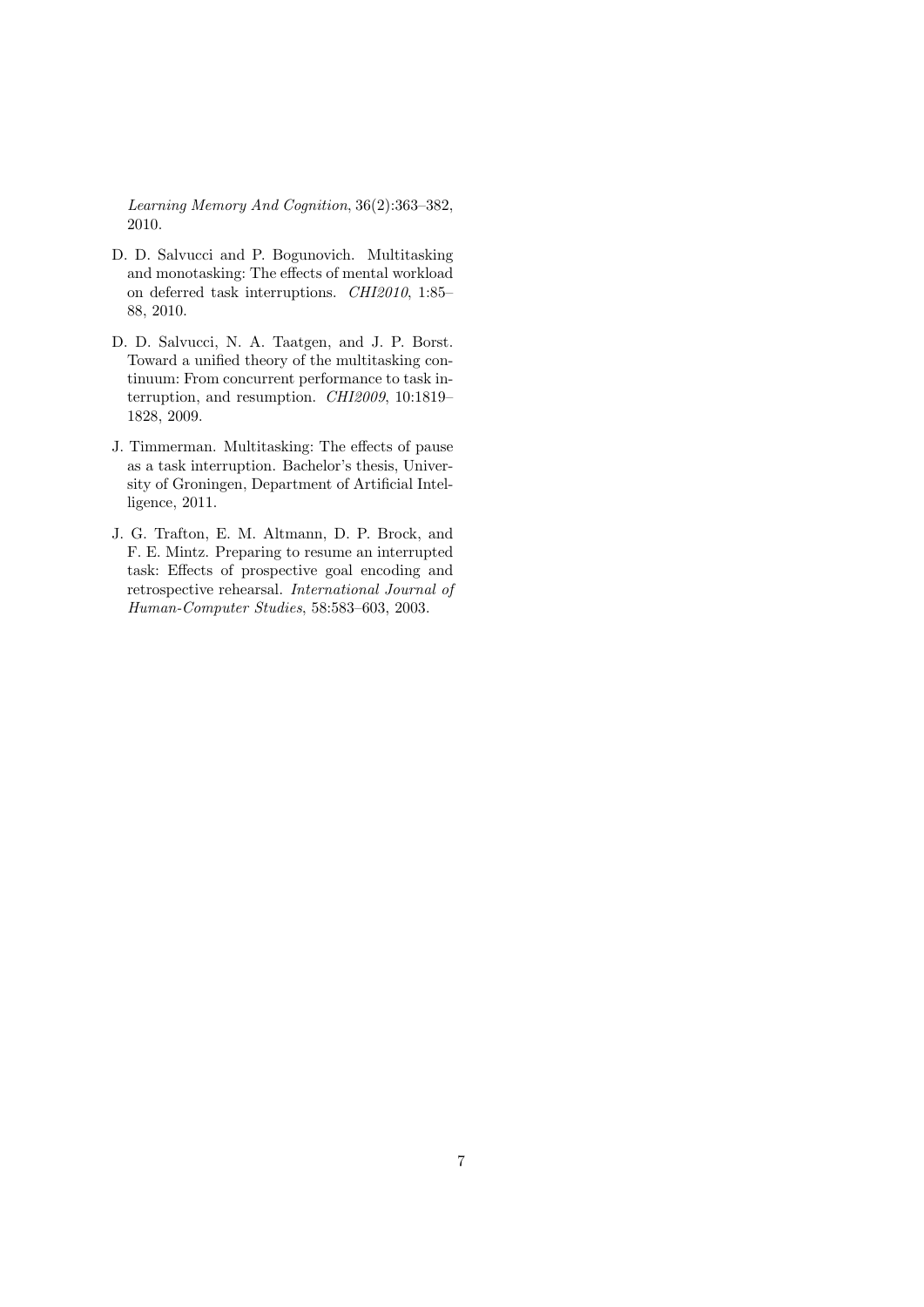*Learning Memory And Cognition*, 36(2):363–382, 2010.

D. D. Salvucci and P. Bogunovich. Multitasking and monotasking: The effects of mental workload on deferred task interruptions. *CHI2010*, 1:85–88, 2010.

D. D. Salvucci, N. A. Taatgen, and J. P. Borst. Toward a unified theory of the multitasking continuum: From concurrent performance to task interruption, and resumption. *CHI2009*, 10:1819–1828, 2009.

J. Timmerman. Multitasking: The effects of pause as a task interruption. Bachelor's thesis, University of Groningen, Department of Artificial Intelligence, 2011.

J. G. Trafton, E. M. Altmann, D. P. Brock, and F. E. Mintz. Preparing to resume an interrupted task: Effects of prospective goal encoding and retrospective rehearsal. *International Journal of Human-Computer Studies*, 58:583–603, 2003.